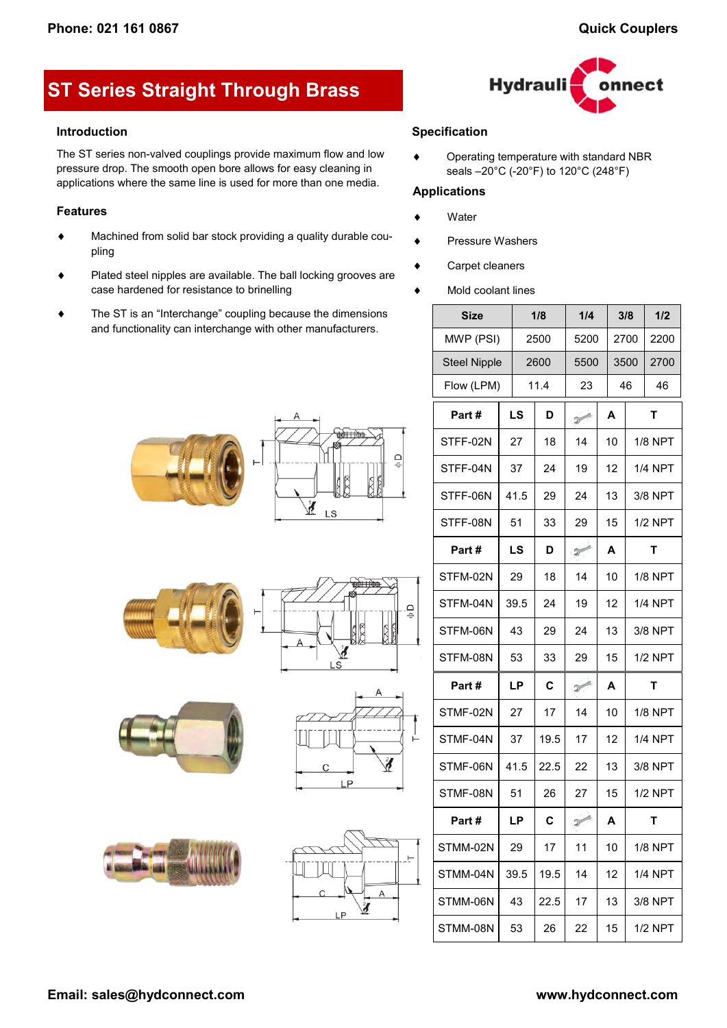# ST Series Straight Through Brass

## Introduction

The ST series non-valved couplings provide maximum flow and low pressure drop. The smooth open bore allows for easy cleaning in applications where the same line is used for more than one media.

## Features

- Machined from solid bar stock providing a quality durable coupling
- Plated steel nipples are available. The ball locking grooves are case hardened for resistance to brinelling
- The ST is an "Interchange" coupling because the dimensions and functionality can interchange with other manufacturers.

## Specification

- Operating temperature with standard NBR seals –20°C (-20°F) to 120°C (248°F)

## Applications

- Water
- Pressure Washers
- Carpet cleaners
- Mold coolant lines

| Size | 1/8 | 1/4 | 3/8 | 1/2 |
|---|---|---|---|---|
| MWP (PSI) | 2500 | 5200 | 2700 | 2200 |
| Steel Nipple | 2600 | 5500 | 3500 | 2700 |
| Flow (LPM) | 11.4 | 23 | 46 | 46 |

| Part # | LS | D | Wrench | A | T |
|---|---|---|---|---|---|
| STFF-02N | 27 | 18 | 14 | 10 | 1/8 NPT |
| STFF-04N | 37 | 24 | 19 | 12 | 1/4 NPT |
| STFF-06N | 41.5 | 29 | 24 | 13 | 3/8 NPT |
| STFF-08N | 51 | 33 | 29 | 15 | 1/2 NPT |

| Part # | LS | D | Wrench | A | T |
|---|---|---|---|---|---|
| STFM-02N | 29 | 18 | 14 | 10 | 1/8 NPT |
| STFM-04N | 39.5 | 24 | 19 | 12 | 1/4 NPT |
| STFM-06N | 43 | 29 | 24 | 13 | 3/8 NPT |
| STFM-08N | 53 | 33 | 29 | 15 | 1/2 NPT |

| Part # | LP | C | Wrench | A | T |
|---|---|---|---|---|---|
| STMF-02N | 27 | 17 | 14 | 10 | 1/8 NPT |
| STMF-04N | 37 | 19.5 | 17 | 12 | 1/4 NPT |
| STMF-06N | 41.5 | 22.5 | 22 | 13 | 3/8 NPT |
| STMF-08N | 51 | 26 | 27 | 15 | 1/2 NPT |

| Part # | LP | C | Wrench | A | T |
|---|---|---|---|---|---|
| STMM-02N | 29 | 17 | 11 | 10 | 1/8 NPT |
| STMM-04N | 39.5 | 19.5 | 14 | 12 | 1/4 NPT |
| STMM-06N | 43 | 22.5 | 17 | 13 | 3/8 NPT |
| STMM-08N | 53 | 26 | 22 | 15 | 1/2 NPT |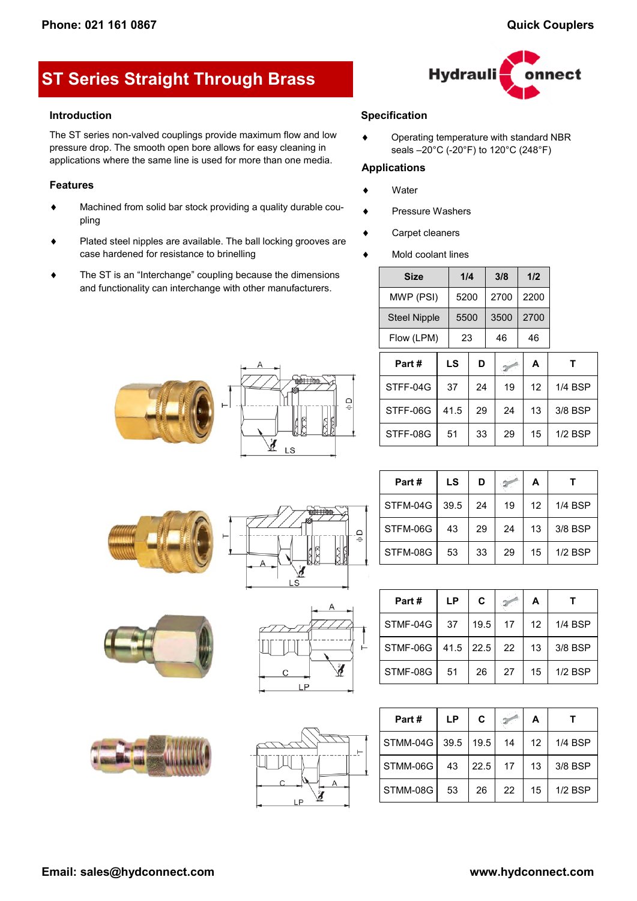# ST Series Straight Through Brass

### Introduction

The ST series non-valved couplings provide maximum flow and low pressure drop. The smooth open bore allows for easy cleaning in applications where the same line is used for more than one media.

### Features

- Machined from solid bar stock providing a quality durable coupling
- Plated steel nipples are available. The ball locking grooves are case hardened for resistance to brinelling
- The ST is an "Interchange" coupling because the dimensions and functionality can interchange with other manufacturers.

### Specification

- Operating temperature with standard NBR seals –20°C (-20°F) to 120°C (248°F)

### Applications

- Water
- Pressure Washers
- Carpet cleaners
- Mold coolant lines

| Size | 1/4 | 3/8 | 1/2 |
|---|---|---|---|
| MWP (PSI) | 5200 | 2700 | 2200 |
| Steel Nipple | 5500 | 3500 | 2700 |
| Flow (LPM) | 23 | 46 | 46 |

| Part # | LS | D | Wrench | A | T |
|---|---|---|---|---|---|
| STFF-04G | 37 | 24 | 19 | 12 | 1/4 BSP |
| STFF-06G | 41.5 | 29 | 24 | 13 | 3/8 BSP |
| STFF-08G | 51 | 33 | 29 | 15 | 1/2 BSP |

| Part # | LS | D | Wrench | A | T |
|---|---|---|---|---|---|
| STFM-04G | 39.5 | 24 | 19 | 12 | 1/4 BSP |
| STFM-06G | 43 | 29 | 24 | 13 | 3/8 BSP |
| STFM-08G | 53 | 33 | 29 | 15 | 1/2 BSP |

| Part # | LP | C | Wrench | A | T |
|---|---|---|---|---|---|
| STMF-04G | 37 | 19.5 | 17 | 12 | 1/4 BSP |
| STMF-06G | 41.5 | 22.5 | 22 | 13 | 3/8 BSP |
| STMF-08G | 51 | 26 | 27 | 15 | 1/2 BSP |

| Part # | LP | C | Wrench | A | T |
|---|---|---|---|---|---|
| STMM-04G | 39.5 | 19.5 | 14 | 12 | 1/4 BSP |
| STMM-06G | 43 | 22.5 | 17 | 13 | 3/8 BSP |
| STMM-08G | 53 | 26 | 22 | 15 | 1/2 BSP |

Email: sales@hydconnect.com

www.hydconnect.com